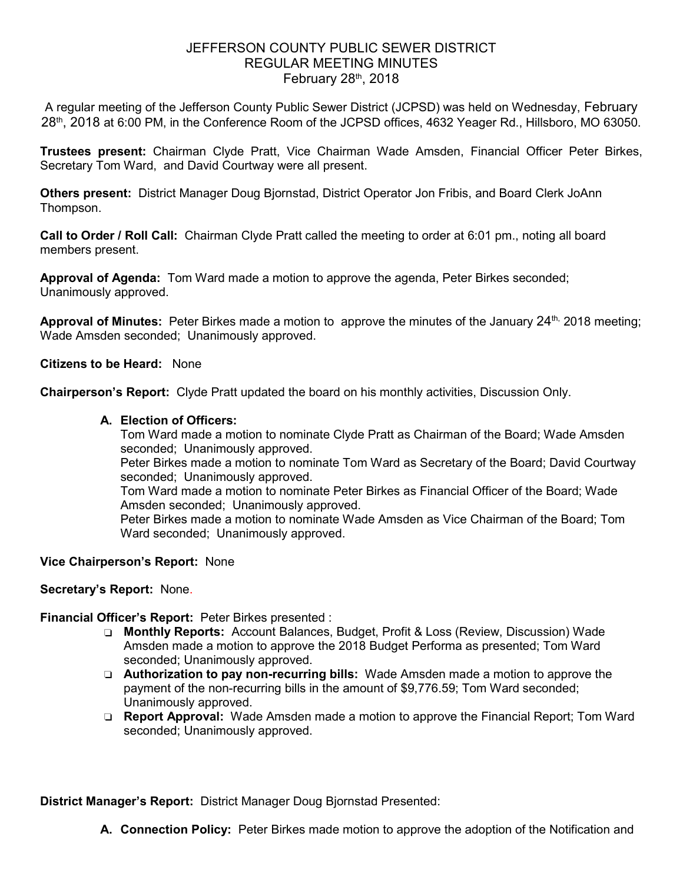# JEFFERSON COUNTY PUBLIC SEWER DISTRICT
## REGULAR MEETING MINUTES
### February 28th, 2018

A regular meeting of the Jefferson County Public Sewer District (JCPSD) was held on Wednesday, February 28th, 2018 at 6:00 PM, in the Conference Room of the JCPSD offices, 4632 Yeager Rd., Hillsboro, MO 63050.

**Trustees present:** Chairman Clyde Pratt, Vice Chairman Wade Amsden, Financial Officer Peter Birkes, Secretary Tom Ward, and David Courtway were all present.

**Others present:** District Manager Doug Bjornstad, District Operator Jon Fribis, and Board Clerk JoAnn Thompson.

**Call to Order / Roll Call:** Chairman Clyde Pratt called the meeting to order at 6:01 pm., noting all board members present.

**Approval of Agenda:** Tom Ward made a motion to approve the agenda, Peter Birkes seconded; Unanimously approved.

**Approval of Minutes:** Peter Birkes made a motion to approve the minutes of the January 24th, 2018 meeting; Wade Amsden seconded; Unanimously approved.

**Citizens to be Heard:** None

**Chairperson's Report:** Clyde Pratt updated the board on his monthly activities, Discussion Only.

**A. Election of Officers:**
Tom Ward made a motion to nominate Clyde Pratt as Chairman of the Board; Wade Amsden seconded; Unanimously approved.
Peter Birkes made a motion to nominate Tom Ward as Secretary of the Board; David Courtway seconded; Unanimously approved.
Tom Ward made a motion to nominate Peter Birkes as Financial Officer of the Board; Wade Amsden seconded; Unanimously approved.
Peter Birkes made a motion to nominate Wade Amsden as Vice Chairman of the Board; Tom Ward seconded; Unanimously approved.

**Vice Chairperson's Report:** None

**Secretary's Report:** None.

**Financial Officer's Report:** Peter Birkes presented :

- **Monthly Reports:** Account Balances, Budget, Profit & Loss (Review, Discussion) Wade Amsden made a motion to approve the 2018 Budget Performa as presented; Tom Ward seconded; Unanimously approved.
- **Authorization to pay non-recurring bills:** Wade Amsden made a motion to approve the payment of the non-recurring bills in the amount of $9,776.59; Tom Ward seconded; Unanimously approved.
- **Report Approval:** Wade Amsden made a motion to approve the Financial Report; Tom Ward seconded; Unanimously approved.

**District Manager's Report:** District Manager Doug Bjornstad Presented:

**A. Connection Policy:** Peter Birkes made motion to approve the adoption of the Notification and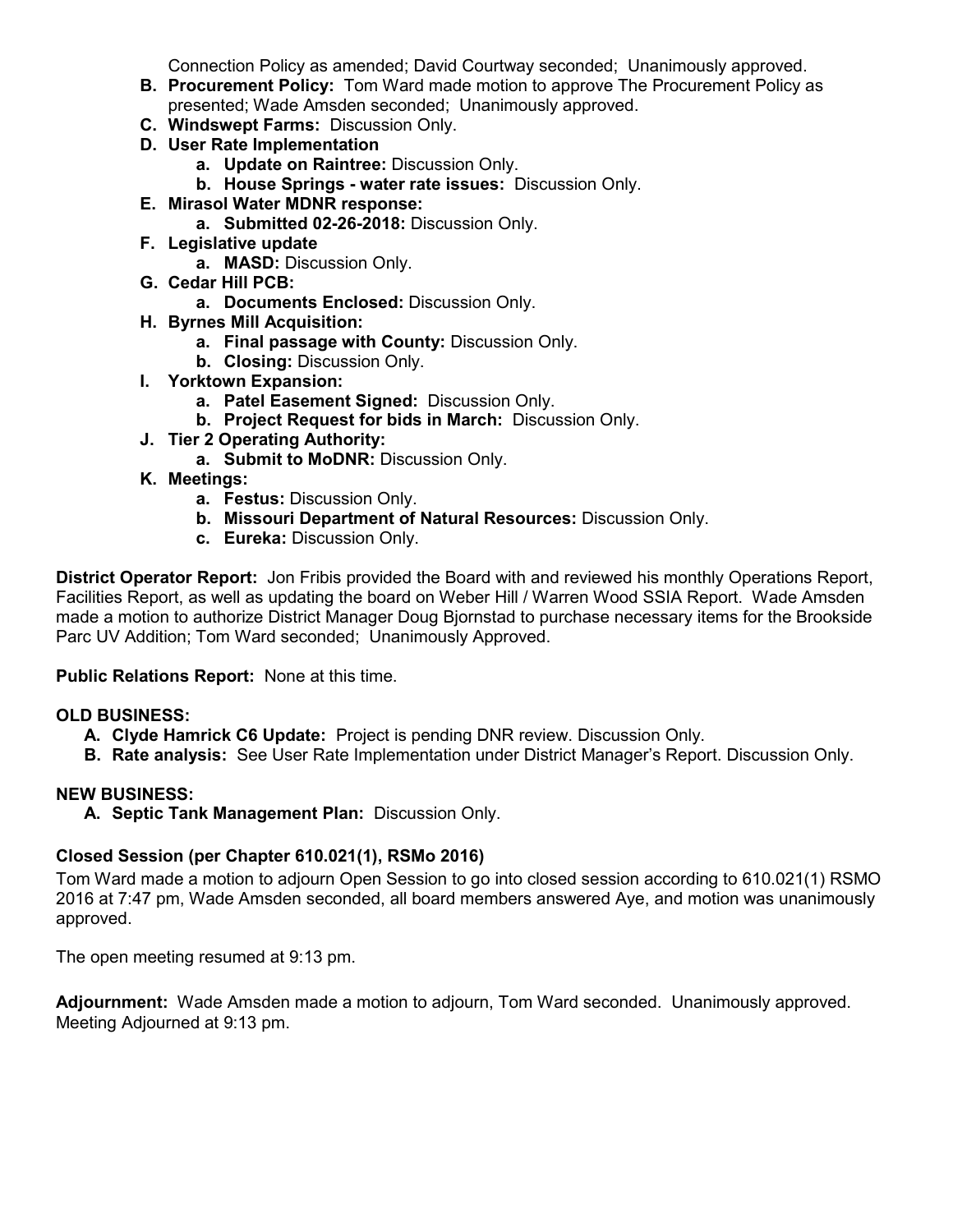Connection Policy as amended; David Courtway seconded; Unanimously approved.

- **B. Procurement Policy:** Tom Ward made motion to approve The Procurement Policy as presented; Wade Amsden seconded; Unanimously approved.
- **C. Windswept Farms:** Discussion Only.
- **D. User Rate Implementation**
  - **a. Update on Raintree:** Discussion Only.
  - **b. House Springs - water rate issues:** Discussion Only.
- **E. Mirasol Water MDNR response:**
  - **a. Submitted 02-26-2018:** Discussion Only.
- **F. Legislative update**
  - **a. MASD:** Discussion Only.
- **G. Cedar Hill PCB:**
  - **a. Documents Enclosed:** Discussion Only.
- **H. Byrnes Mill Acquisition:**
  - **a. Final passage with County:** Discussion Only.
  - **b. Closing:** Discussion Only.
- **I. Yorktown Expansion:**
  - **a. Patel Easement Signed:** Discussion Only.
  - **b. Project Request for bids in March:** Discussion Only.
- **J. Tier 2 Operating Authority:**
  - **a. Submit to MoDNR:** Discussion Only.
- **K. Meetings:**
  - **a. Festus:** Discussion Only.
  - **b. Missouri Department of Natural Resources:** Discussion Only.
  - **c. Eureka:** Discussion Only.

**District Operator Report:** Jon Fribis provided the Board with and reviewed his monthly Operations Report, Facilities Report, as well as updating the board on Weber Hill / Warren Wood SSIA Report. Wade Amsden made a motion to authorize District Manager Doug Bjornstad to purchase necessary items for the Brookside Parc UV Addition; Tom Ward seconded; Unanimously Approved.

**Public Relations Report:** None at this time.

**OLD BUSINESS:**

- **A. Clyde Hamrick C6 Update:** Project is pending DNR review. Discussion Only.
- **B. Rate analysis:** See User Rate Implementation under District Manager's Report. Discussion Only.

**NEW BUSINESS:**

- **A. Septic Tank Management Plan:** Discussion Only.

**Closed Session (per Chapter 610.021(1), RSMo 2016)**

Tom Ward made a motion to adjourn Open Session to go into closed session according to 610.021(1) RSMO 2016 at 7:47 pm, Wade Amsden seconded, all board members answered Aye, and motion was unanimously approved.

The open meeting resumed at 9:13 pm.

**Adjournment:** Wade Amsden made a motion to adjourn, Tom Ward seconded. Unanimously approved. Meeting Adjourned at 9:13 pm.